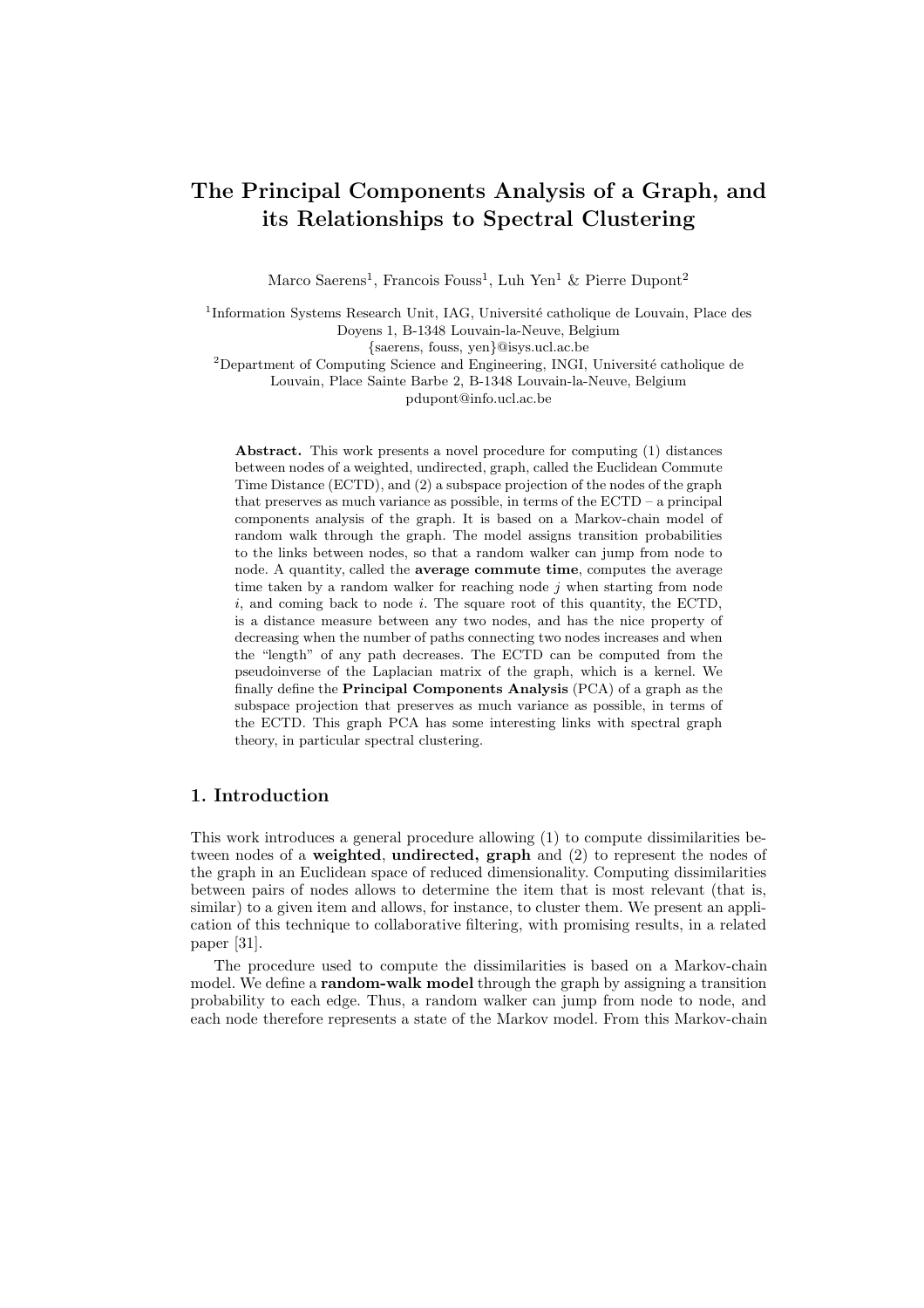# The Principal Components Analysis of a Graph, and its Relationships to Spectral Clustering

Marco Saerens[1], Francois Fouss[1], Luh Yen[1] & Pierre Dupont[2]

[1]Information Systems Research Unit, IAG, Université catholique de Louvain, Place des Doyens 1, B-1348 Louvain-la-Neuve, Belgium
{saerens, fouss, yen}@isys.ucl.ac.be

[2]Department of Computing Science and Engineering, INGI, Université catholique de Louvain, Place Sainte Barbe 2, B-1348 Louvain-la-Neuve, Belgium
pdupont@info.ucl.ac.be

**Abstract.** This work presents a novel procedure for computing (1) distances between nodes of a weighted, undirected, graph, called the Euclidean Commute Time Distance (ECTD), and (2) a subspace projection of the nodes of the graph that preserves as much variance as possible, in terms of the ECTD – a principal components analysis of the graph. It is based on a Markov-chain model of random walk through the graph. The model assigns transition probabilities to the links between nodes, so that a random walker can jump from node to node. A quantity, called the **average commute time**, computes the average time taken by a random walker for reaching node $j$ when starting from node $i$, and coming back to node $i$. The square root of this quantity, the ECTD, is a distance measure between any two nodes, and has the nice property of decreasing when the number of paths connecting two nodes increases and when the "length" of any path decreases. The ECTD can be computed from the pseudoinverse of the Laplacian matrix of the graph, which is a kernel. We finally define the **Principal Components Analysis** (PCA) of a graph as the subspace projection that preserves as much variance as possible, in terms of the ECTD. This graph PCA has some interesting links with spectral graph theory, in particular spectral clustering.

## 1. Introduction

This work introduces a general procedure allowing (1) to compute dissimilarities between nodes of a **weighted**, **undirected, graph** and (2) to represent the nodes of the graph in an Euclidean space of reduced dimensionality. Computing dissimilarities between pairs of nodes allows to determine the item that is most relevant (that is, similar) to a given item and allows, for instance, to cluster them. We present an application of this technique to collaborative filtering, with promising results, in a related paper [31].

The procedure used to compute the dissimilarities is based on a Markov-chain model. We define a **random-walk model** through the graph by assigning a transition probability to each edge. Thus, a random walker can jump from node to node, and each node therefore represents a state of the Markov model. From this Markov-chain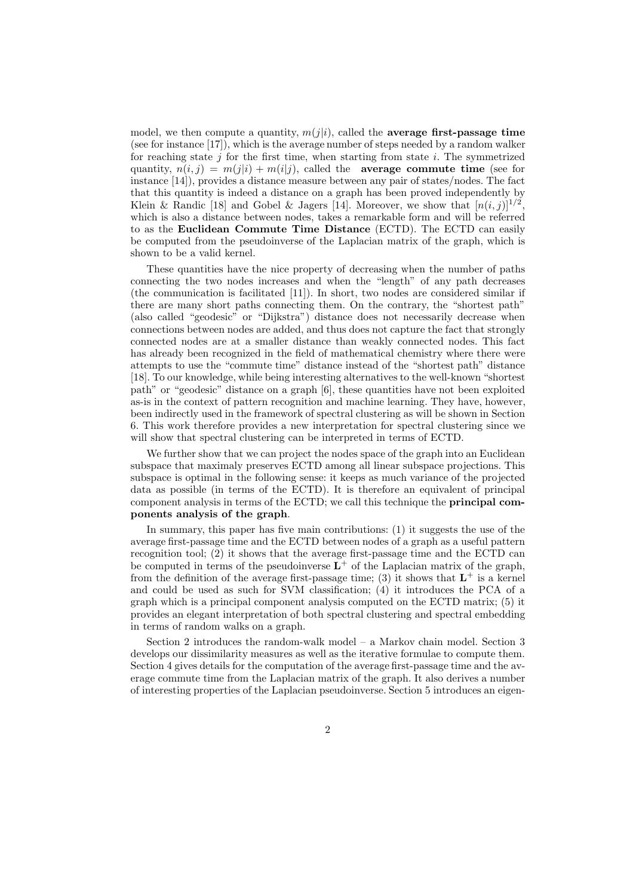model, we then compute a quantity, $m(j|i)$, called the **average first-passage time** (see for instance [17]), which is the average number of steps needed by a random walker for reaching state $j$ for the first time, when starting from state $i$. The symmetrized quantity, $n(i,j) = m(j|i) + m(i|j)$, called the **average commute time** (see for instance [14]), provides a distance measure between any pair of states/nodes. The fact that this quantity is indeed a distance on a graph has been proved independently by Klein & Randic [18] and Gobel & Jagers [14]. Moreover, we show that $[n(i,j)]^{1/2}$, which is also a distance between nodes, takes a remarkable form and will be referred to as the **Euclidean Commute Time Distance** (ECTD). The ECTD can easily be computed from the pseudoinverse of the Laplacian matrix of the graph, which is shown to be a valid kernel.

These quantities have the nice property of decreasing when the number of paths connecting the two nodes increases and when the "length" of any path decreases (the communication is facilitated [11]). In short, two nodes are considered similar if there are many short paths connecting them. On the contrary, the "shortest path" (also called "geodesic" or "Dijkstra") distance does not necessarily decrease when connections between nodes are added, and thus does not capture the fact that strongly connected nodes are at a smaller distance than weakly connected nodes. This fact has already been recognized in the field of mathematical chemistry where there were attempts to use the "commute time" distance instead of the "shortest path" distance [18]. To our knowledge, while being interesting alternatives to the well-known "shortest path" or "geodesic" distance on a graph [6], these quantities have not been exploited as-is in the context of pattern recognition and machine learning. They have, however, been indirectly used in the framework of spectral clustering as will be shown in Section 6. This work therefore provides a new interpretation for spectral clustering since we will show that spectral clustering can be interpreted in terms of ECTD.

We further show that we can project the nodes space of the graph into an Euclidean subspace that maximaly preserves ECTD among all linear subspace projections. This subspace is optimal in the following sense: it keeps as much variance of the projected data as possible (in terms of the ECTD). It is therefore an equivalent of principal component analysis in terms of the ECTD; we call this technique the **principal components analysis of the graph**.

In summary, this paper has five main contributions: (1) it suggests the use of the average first-passage time and the ECTD between nodes of a graph as a useful pattern recognition tool; (2) it shows that the average first-passage time and the ECTD can be computed in terms of the pseudoinverse $\mathbf{L}^+$ of the Laplacian matrix of the graph, from the definition of the average first-passage time; (3) it shows that $\mathbf{L}^+$ is a kernel and could be used as such for SVM classification; (4) it introduces the PCA of a graph which is a principal component analysis computed on the ECTD matrix; (5) it provides an elegant interpretation of both spectral clustering and spectral embedding in terms of random walks on a graph.

Section 2 introduces the random-walk model – a Markov chain model. Section 3 develops our dissimilarity measures as well as the iterative formulae to compute them. Section 4 gives details for the computation of the average first-passage time and the average commute time from the Laplacian matrix of the graph. It also derives a number of interesting properties of the Laplacian pseudoinverse. Section 5 introduces an eigen-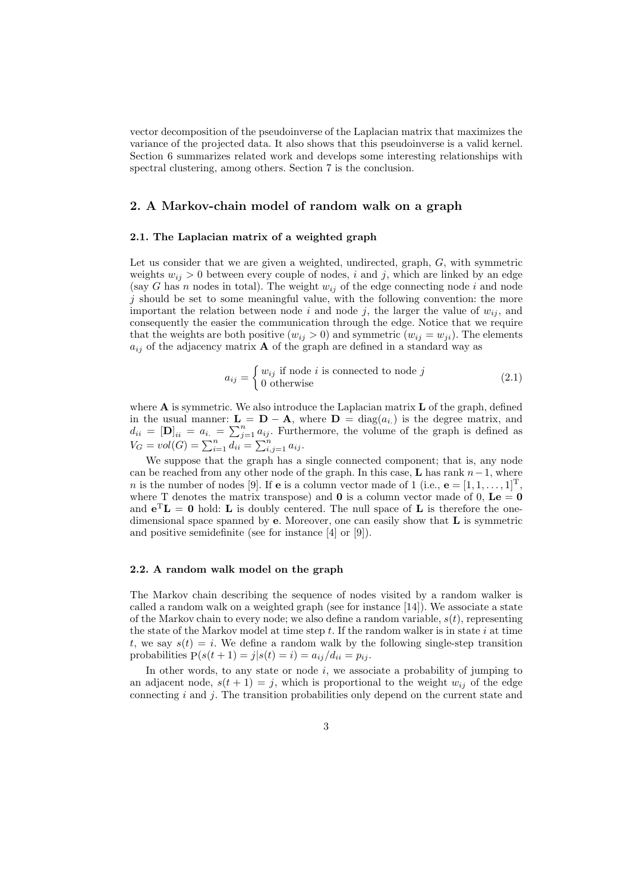vector decomposition of the pseudoinverse of the Laplacian matrix that maximizes the variance of the projected data. It also shows that this pseudoinverse is a valid kernel. Section 6 summarizes related work and develops some interesting relationships with spectral clustering, among others. Section 7 is the conclusion.

## 2. A Markov-chain model of random walk on a graph

### 2.1. The Laplacian matrix of a weighted graph

Let us consider that we are given a weighted, undirected, graph, $G$, with symmetric weights $w_{ij} > 0$ between every couple of nodes, $i$ and $j$, which are linked by an edge (say $G$ has $n$ nodes in total). The weight $w_{ij}$ of the edge connecting node $i$ and node $j$ should be set to some meaningful value, with the following convention: the more important the relation between node $i$ and node $j$, the larger the value of $w_{ij}$, and consequently the easier the communication through the edge. Notice that we require that the weights are both positive ($w_{ij} > 0$) and symmetric ($w_{ij} = w_{ji}$). The elements $a_{ij}$ of the adjacency matrix $\mathbf{A}$ of the graph are defined in a standard way as

$$a_{ij} = \begin{cases} w_{ij} \text{ if node } i \text{ is connected to node } j \\ 0 \text{ otherwise} \end{cases} \tag{2.1}$$

where $\mathbf{A}$ is symmetric. We also introduce the Laplacian matrix $\mathbf{L}$ of the graph, defined in the usual manner: $\mathbf{L} = \mathbf{D} - \mathbf{A}$, where $\mathbf{D} = \text{diag}(a_{i.})$ is the degree matrix, and $d_{ii} = [\mathbf{D}]_{ii} = a_{i.} = \sum_{j=1}^{n} a_{ij}$. Furthermore, the volume of the graph is defined as $V_G = vol(G) = \sum_{i=1}^{n} d_{ii} = \sum_{i,j=1}^{n} a_{ij}$.

We suppose that the graph has a single connected component; that is, any node can be reached from any other node of the graph. In this case, $\mathbf{L}$ has rank $n-1$, where $n$ is the number of nodes [9]. If $\mathbf{e}$ is a column vector made of 1 (i.e., $\mathbf{e} = [1, 1, \ldots, 1]^{\text{T}}$, where T denotes the matrix transpose) and $\mathbf{0}$ is a column vector made of 0, $\mathbf{Le} = \mathbf{0}$ and $\mathbf{e}^{\text{T}}\mathbf{L} = \mathbf{0}$ hold: $\mathbf{L}$ is doubly centered. The null space of $\mathbf{L}$ is therefore the one-dimensional space spanned by $\mathbf{e}$. Moreover, one can easily show that $\mathbf{L}$ is symmetric and positive semidefinite (see for instance [4] or [9]).

### 2.2. A random walk model on the graph

The Markov chain describing the sequence of nodes visited by a random walker is called a random walk on a weighted graph (see for instance [14]). We associate a state of the Markov chain to every node; we also define a random variable, $s(t)$, representing the state of the Markov model at time step $t$. If the random walker is in state $i$ at time $t$, we say $s(t) = i$. We define a random walk by the following single-step transition probabilities $\text{P}(s(t+1) = j | s(t) = i) = a_{ij}/d_{ii} = p_{ij}$.

In other words, to any state or node $i$, we associate a probability of jumping to an adjacent node, $s(t+1) = j$, which is proportional to the weight $w_{ij}$ of the edge connecting $i$ and $j$. The transition probabilities only depend on the current state and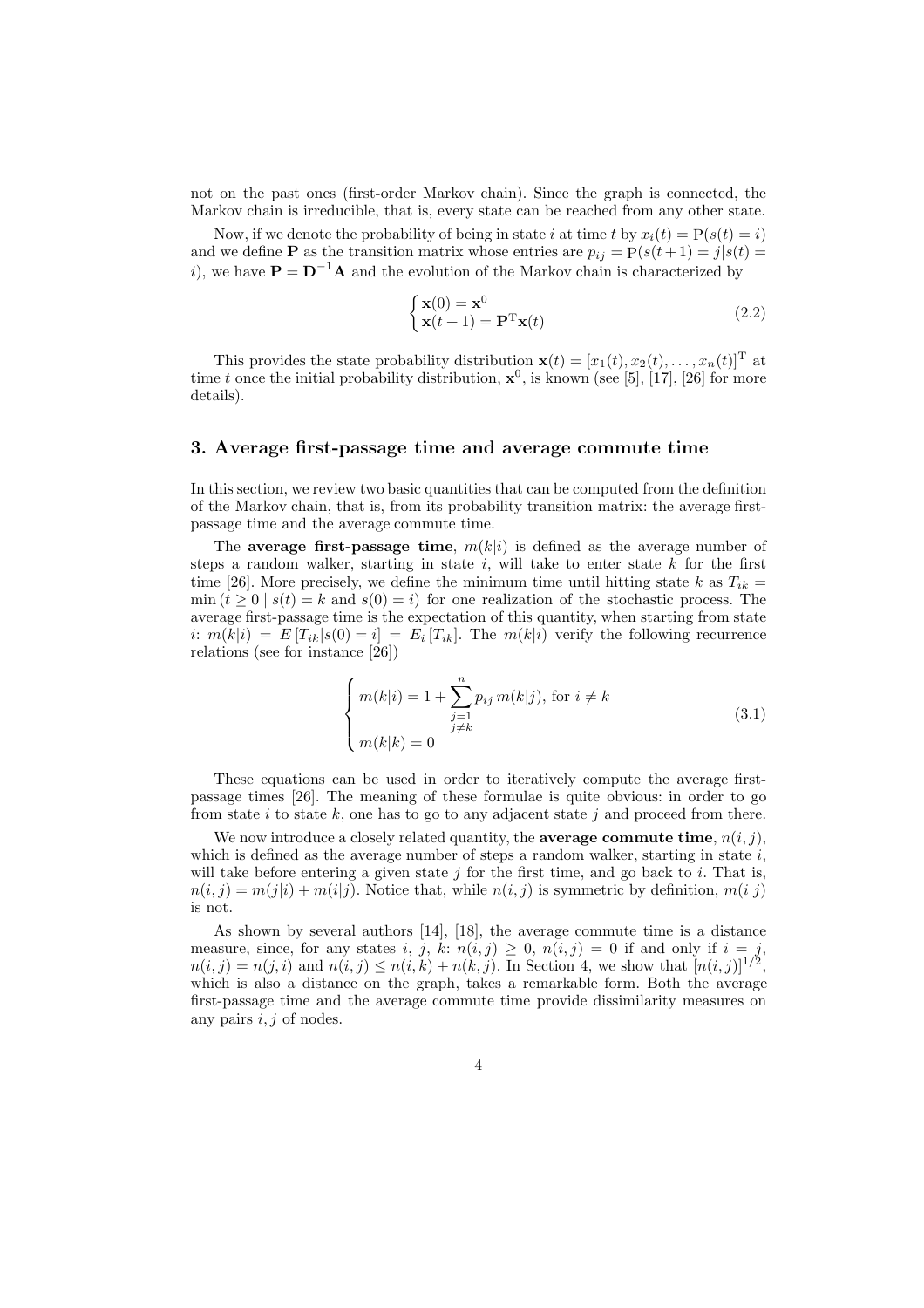not on the past ones (first-order Markov chain). Since the graph is connected, the Markov chain is irreducible, that is, every state can be reached from any other state.

Now, if we denote the probability of being in state $i$ at time $t$ by $x_i(t) = \mathrm{P}(s(t) = i)$ and we define $\mathbf{P}$ as the transition matrix whose entries are $p_{ij} = \mathrm{P}(s(t+1) = j | s(t) = i)$, we have $\mathbf{P} = \mathbf{D}^{-1}\mathbf{A}$ and the evolution of the Markov chain is characterized by

$$
\begin{cases} \mathbf{x}(0) = \mathbf{x}^0 \\ \mathbf{x}(t+1) = \mathbf{P}^{\mathrm{T}}\mathbf{x}(t) \end{cases} \tag{2.2}
$$

This provides the state probability distribution $\mathbf{x}(t) = [x_1(t), x_2(t), \ldots, x_n(t)]^{\mathrm{T}}$ at time $t$ once the initial probability distribution, $\mathbf{x}^0$, is known (see [5], [17], [26] for more details).

## 3. Average first-passage time and average commute time

In this section, we review two basic quantities that can be computed from the definition of the Markov chain, that is, from its probability transition matrix: the average first-passage time and the average commute time.

The **average first-passage time**, $m(k|i)$ is defined as the average number of steps a random walker, starting in state $i$, will take to enter state $k$ for the first time [26]. More precisely, we define the minimum time until hitting state $k$ as $T_{ik} = \min\,(t \geq 0 \mid s(t) = k \text{ and } s(0) = i)$ for one realization of the stochastic process. The average first-passage time is the expectation of this quantity, when starting from state $i$: $m(k|i) = E\,[T_{ik}|s(0) = i] = E_i\,[T_{ik}]$. The $m(k|i)$ verify the following recurrence relations (see for instance [26])

$$
\begin{cases} m(k|i) = 1 + \displaystyle\sum_{\substack{j=1 \\ j\neq k}}^{n} p_{ij}\, m(k|j), \text{ for } i \neq k \\ m(k|k) = 0 \end{cases} \tag{3.1}
$$

These equations can be used in order to iteratively compute the average first-passage times [26]. The meaning of these formulae is quite obvious: in order to go from state $i$ to state $k$, one has to go to any adjacent state $j$ and proceed from there.

We now introduce a closely related quantity, the **average commute time**, $n(i,j)$, which is defined as the average number of steps a random walker, starting in state $i$, will take before entering a given state $j$ for the first time, and go back to $i$. That is, $n(i,j) = m(j|i) + m(i|j)$. Notice that, while $n(i,j)$ is symmetric by definition, $m(i|j)$ is not.

As shown by several authors [14], [18], the average commute time is a distance measure, since, for any states $i$, $j$, $k$: $n(i,j) \geq 0$, $n(i,j) = 0$ if and only if $i = j$, $n(i,j) = n(j,i)$ and $n(i,j) \leq n(i,k) + n(k,j)$. In Section 4, we show that $[n(i,j)]^{1/2}$, which is also a distance on the graph, takes a remarkable form. Both the average first-passage time and the average commute time provide dissimilarity measures on any pairs $i, j$ of nodes.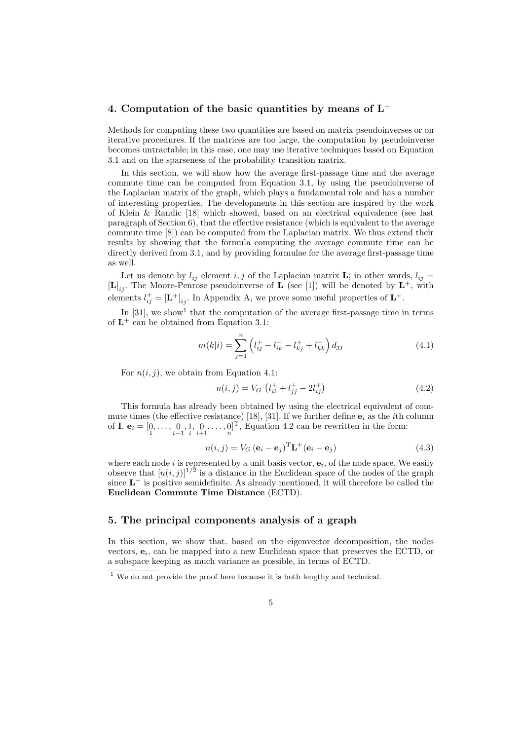## 4. Computation of the basic quantities by means of $\mathbf{L}^+$

Methods for computing these two quantities are based on matrix pseudoinverses or on iterative procedures. If the matrices are too large, the computation by pseudoinverse becomes untractable; in this case, one may use iterative techniques based on Equation 3.1 and on the sparseness of the probability transition matrix.

In this section, we will show how the average first-passage time and the average commute time can be computed from Equation 3.1, by using the pseudoinverse of the Laplacian matrix of the graph, which plays a fundamental role and has a number of interesting properties. The developments in this section are inspired by the work of Klein & Randic [18] which showed, based on an electrical equivalence (see last paragraph of Section 6), that the effective resistance (which is equivalent to the average commute time [8]) can be computed from the Laplacian matrix. We thus extend their results by showing that the formula computing the average commute time can be directly derived from 3.1, and by providing formulae for the average first-passage time as well.

Let us denote by $l_{ij}$ element $i, j$ of the Laplacian matrix $\mathbf{L}$; in other words, $l_{ij} = [\mathbf{L}]_{ij}$. The Moore-Penrose pseudoinverse of $\mathbf{L}$ (see [1]) will be denoted by $\mathbf{L}^+$, with elements $l^+_{ij} = [\mathbf{L}^+]_{ij}$. In Appendix A, we prove some useful properties of $\mathbf{L}^+$.

In [31], we show[1] that the computation of the average first-passage time in terms of $\mathbf{L}^+$ can be obtained from Equation 3.1:

$$m(k|i) = \sum_{j=1}^{n} \left( l^+_{ij} - l^+_{ik} - l^+_{kj} + l^+_{kk} \right) d_{jj} \tag{4.1}$$

For $n(i, j)$, we obtain from Equation 4.1:

$$n(i, j) = V_G \left( l^+_{ii} + l^+_{jj} - 2l^+_{ij} \right) \tag{4.2}$$

This formula has already been obtained by using the electrical equivalent of commute times (the effective resistance) [18], [31]. If we further define $\mathbf{e}_i$ as the $i$th column of $\mathbf{I}$, $\mathbf{e}_i = [\underset{1}{0}, \ldots, \underset{i-1}{0}, \underset{i}{1}, \underset{i+1}{0}, \ldots, \underset{n}{0}]^{\mathrm{T}}$, Equation 4.2 can be rewritten in the form:

$$n(i, j) = V_G \, (\mathbf{e}_i - \mathbf{e}_j)^{\mathrm{T}} \mathbf{L}^+ (\mathbf{e}_i - \mathbf{e}_j) \tag{4.3}$$

where each node $i$ is represented by a unit basis vector, $\mathbf{e}_i$, of the node space. We easily observe that $[n(i, j)]^{1/2}$ is a distance in the Euclidean space of the nodes of the graph since $\mathbf{L}^+$ is positive semidefinite. As already mentioned, it will therefore be called the **Euclidean Commute Time Distance** (ECTD).

## 5. The principal components analysis of a graph

In this section, we show that, based on the eigenvector decomposition, the nodes vectors, $\mathbf{e}_i$, can be mapped into a new Euclidean space that preserves the ECTD, or a subspace keeping as much variance as possible, in terms of ECTD.

[1] We do not provide the proof here because it is both lengthy and technical.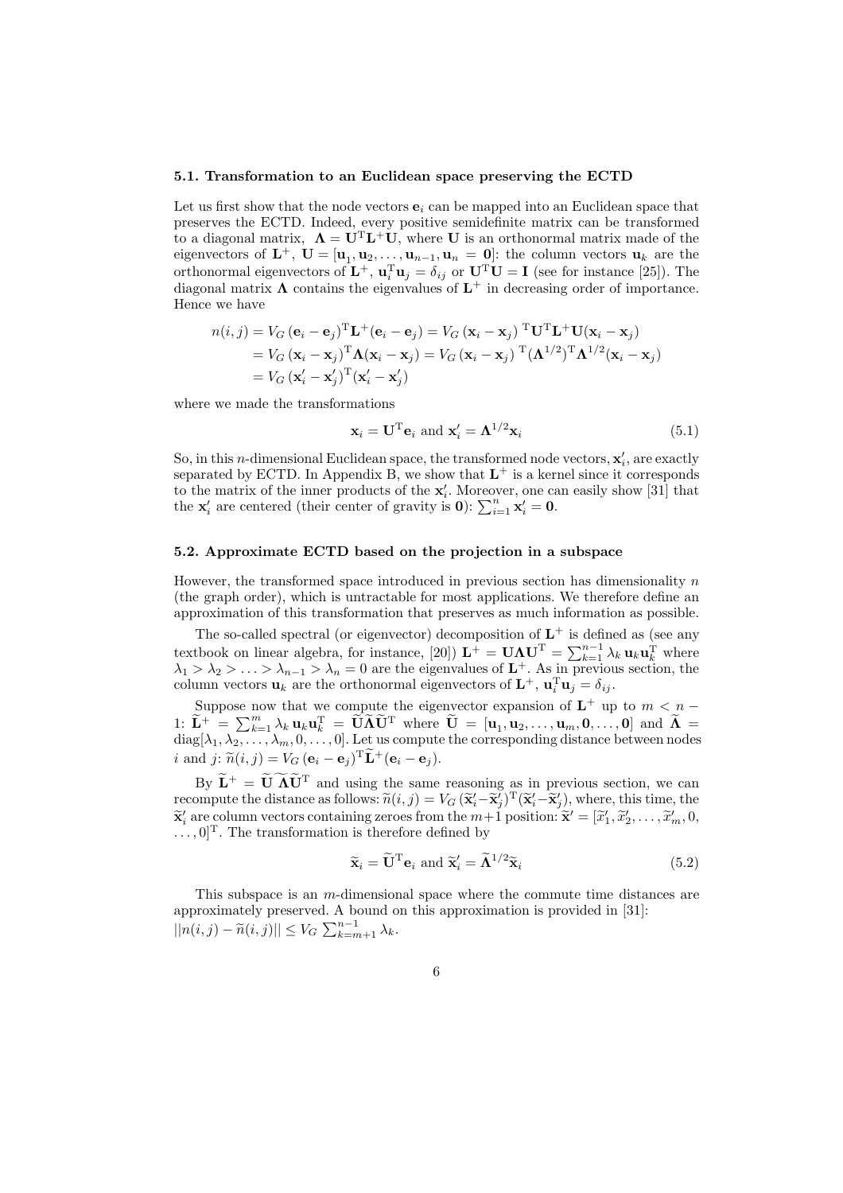### 5.1. Transformation to an Euclidean space preserving the ECTD

Let us first show that the node vectors $\mathbf{e}_i$ can be mapped into an Euclidean space that preserves the ECTD. Indeed, every positive semidefinite matrix can be transformed to a diagonal matrix, $\mathbf{\Lambda} = \mathbf{U}^{\mathrm{T}}\mathbf{L}^{+}\mathbf{U}$, where $\mathbf{U}$ is an orthonormal matrix made of the eigenvectors of $\mathbf{L}^{+}$, $\mathbf{U} = [\mathbf{u}_1, \mathbf{u}_2, \ldots, \mathbf{u}_{n-1}, \mathbf{u}_n = \mathbf{0}]$: the column vectors $\mathbf{u}_k$ are the orthonormal eigenvectors of $\mathbf{L}^{+}$, $\mathbf{u}_i^{\mathrm{T}}\mathbf{u}_j = \delta_{ij}$ or $\mathbf{U}^{\mathrm{T}}\mathbf{U} = \mathbf{I}$ (see for instance [25]). The diagonal matrix $\mathbf{\Lambda}$ contains the eigenvalues of $\mathbf{L}^{+}$ in decreasing order of importance. Hence we have

$$
\begin{aligned}
n(i,j) &= V_G\,(\mathbf{e}_i - \mathbf{e}_j)^{\mathrm{T}}\mathbf{L}^{+}(\mathbf{e}_i - \mathbf{e}_j) = V_G\,(\mathbf{x}_i - \mathbf{x}_j)^{\mathrm{T}}\mathbf{U}^{\mathrm{T}}\mathbf{L}^{+}\mathbf{U}(\mathbf{x}_i - \mathbf{x}_j) \\
&= V_G\,(\mathbf{x}_i - \mathbf{x}_j)^{\mathrm{T}}\mathbf{\Lambda}(\mathbf{x}_i - \mathbf{x}_j) = V_G\,(\mathbf{x}_i - \mathbf{x}_j)^{\mathrm{T}}(\mathbf{\Lambda}^{1/2})^{\mathrm{T}}\mathbf{\Lambda}^{1/2}(\mathbf{x}_i - \mathbf{x}_j) \\
&= V_G\,(\mathbf{x}'_i - \mathbf{x}'_j)^{\mathrm{T}}(\mathbf{x}'_i - \mathbf{x}'_j)
\end{aligned}
$$

where we made the transformations

$$
\mathbf{x}_i = \mathbf{U}^{\mathrm{T}}\mathbf{e}_i \text{ and } \mathbf{x}'_i = \mathbf{\Lambda}^{1/2}\mathbf{x}_i \tag{5.1}
$$

So, in this $n$-dimensional Euclidean space, the transformed node vectors, $\mathbf{x}'_i$, are exactly separated by ECTD. In Appendix B, we show that $\mathbf{L}^{+}$ is a kernel since it corresponds to the matrix of the inner products of the $\mathbf{x}'_i$. Moreover, one can easily show [31] that the $\mathbf{x}'_i$ are centered (their center of gravity is $\mathbf{0}$): $\sum_{i=1}^{n}\mathbf{x}'_i = \mathbf{0}$.

### 5.2. Approximate ECTD based on the projection in a subspace

However, the transformed space introduced in previous section has dimensionality $n$ (the graph order), which is untractable for most applications. We therefore define an approximation of this transformation that preserves as much information as possible.

The so-called spectral (or eigenvector) decomposition of $\mathbf{L}^{+}$ is defined as (see any textbook on linear algebra, for instance, [20]) $\mathbf{L}^{+} = \mathbf{U}\mathbf{\Lambda}\mathbf{U}^{\mathrm{T}} = \sum_{k=1}^{n-1}\lambda_k\,\mathbf{u}_k\mathbf{u}_k^{\mathrm{T}}$ where $\lambda_1 > \lambda_2 > \ldots > \lambda_{n-1} > \lambda_n = 0$ are the eigenvalues of $\mathbf{L}^{+}$. As in previous section, the column vectors $\mathbf{u}_k$ are the orthonormal eigenvectors of $\mathbf{L}^{+}$, $\mathbf{u}_i^{\mathrm{T}}\mathbf{u}_j = \delta_{ij}$.

Suppose now that we compute the eigenvector expansion of $\mathbf{L}^{+}$ up to $m < n-1$: $\widetilde{\mathbf{L}}^{+} = \sum_{k=1}^{m}\lambda_k\,\mathbf{u}_k\mathbf{u}_k^{\mathrm{T}} = \widetilde{\mathbf{U}}\widetilde{\mathbf{\Lambda}}\widetilde{\mathbf{U}}^{\mathrm{T}}$ where $\widetilde{\mathbf{U}} = [\mathbf{u}_1, \mathbf{u}_2, \ldots, \mathbf{u}_m, \mathbf{0}, \ldots, \mathbf{0}]$ and $\widetilde{\mathbf{\Lambda}} = \mathrm{diag}[\lambda_1, \lambda_2, \ldots, \lambda_m, 0, \ldots, 0]$. Let us compute the corresponding distance between nodes $i$ and $j$: $\widetilde{n}(i,j) = V_G\,(\mathbf{e}_i - \mathbf{e}_j)^{\mathrm{T}}\widetilde{\mathbf{L}}^{+}(\mathbf{e}_i - \mathbf{e}_j)$.

By $\widetilde{\mathbf{L}}^{+} = \widetilde{\mathbf{U}}\,\widetilde{\mathbf{\Lambda}}\widetilde{\mathbf{U}}^{\mathrm{T}}$ and using the same reasoning as in previous section, we can recompute the distance as follows: $\widetilde{n}(i,j) = V_G\,(\widetilde{\mathbf{x}}'_i - \widetilde{\mathbf{x}}'_j)^{\mathrm{T}}(\widetilde{\mathbf{x}}'_i - \widetilde{\mathbf{x}}'_j)$, where, this time, the $\widetilde{\mathbf{x}}'_i$ are column vectors containing zeroes from the $m+1$ position: $\widetilde{\mathbf{x}}' = [\widetilde{x}'_1, \widetilde{x}'_2, \ldots, \widetilde{x}'_m, 0, \ldots, 0]^{\mathrm{T}}$. The transformation is therefore defined by

$$
\widetilde{\mathbf{x}}_i = \widetilde{\mathbf{U}}^{\mathrm{T}}\mathbf{e}_i \text{ and } \widetilde{\mathbf{x}}'_i = \widetilde{\mathbf{\Lambda}}^{1/2}\widetilde{\mathbf{x}}_i \tag{5.2}
$$

This subspace is an $m$-dimensional space where the commute time distances are approximately preserved. A bound on this approximation is provided in [31]: $||n(i,j) - \widetilde{n}(i,j)|| \leq V_G \sum_{k=m+1}^{n-1}\lambda_k$.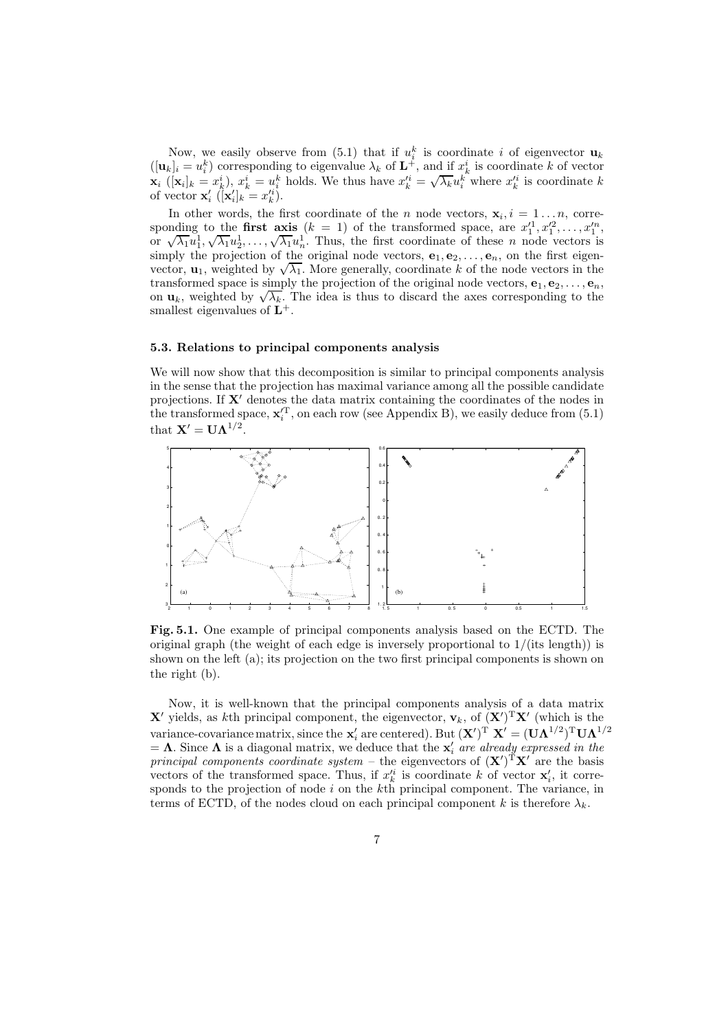Now, we easily observe from (5.1) that if $u_i^k$ is coordinate $i$ of eigenvector $\mathbf{u}_k$ ($[\mathbf{u}_k]_i = u_i^k$) corresponding to eigenvalue $\lambda_k$ of $\mathbf{L}^+$, and if $x_k^i$ is coordinate $k$ of vector $\mathbf{x}_i$ ($[\mathbf{x}_i]_k = x_k^i$), $x_k^i = u_i^k$ holds. We thus have $x_k'^i = \sqrt{\lambda_k} u_i^k$ where $x_k'^i$ is coordinate $k$ of vector $\mathbf{x}_i'$ ($[\mathbf{x}_i']_k = x_k'^i$).

In other words, the first coordinate of the $n$ node vectors, $\mathbf{x}_i, i = 1 \ldots n$, corresponding to the **first axis** ($k = 1$) of the transformed space, are $x_1'^1, x_1'^2, \ldots, x_1'^n$, or $\sqrt{\lambda_1} u_1^1, \sqrt{\lambda_1} u_2^1, \ldots, \sqrt{\lambda_1} u_n^1$. Thus, the first coordinate of these $n$ node vectors is simply the projection of the original node vectors, $\mathbf{e}_1, \mathbf{e}_2, \ldots, \mathbf{e}_n$, on the first eigenvector, $\mathbf{u}_1$, weighted by $\sqrt{\lambda_1}$. More generally, coordinate $k$ of the node vectors in the transformed space is simply the projection of the original node vectors, $\mathbf{e}_1, \mathbf{e}_2, \ldots, \mathbf{e}_n$, on $\mathbf{u}_k$, weighted by $\sqrt{\lambda_k}$. The idea is thus to discard the axes corresponding to the smallest eigenvalues of $\mathbf{L}^+$.

### 5.3. Relations to principal components analysis

We will now show that this decomposition is similar to principal components analysis in the sense that the projection has maximal variance among all the possible candidate projections. If $\mathbf{X}'$ denotes the data matrix containing the coordinates of the nodes in the transformed space, $\mathbf{x}_i'^{\mathrm{T}}$, on each row (see Appendix B), we easily deduce from (5.1) that $\mathbf{X}' = \mathbf{U}\mathbf{\Lambda}^{1/2}$.

(a)

(b)

**Fig. 5.1.** One example of principal components analysis based on the ECTD. The original graph (the weight of each edge is inversely proportional to 1/(its length)) is shown on the left (a); its projection on the two first principal components is shown on the right (b).

Now, it is well-known that the principal components analysis of a data matrix $\mathbf{X}'$ yields, as $k$th principal component, the eigenvector, $\mathbf{v}_k$, of $(\mathbf{X}')^{\mathrm{T}}\mathbf{X}'$ (which is the variance-covariance matrix, since the $\mathbf{x}_i'$ are centered). But $(\mathbf{X}')^{\mathrm{T}}\ \mathbf{X}' = (\mathbf{U}\mathbf{\Lambda}^{1/2})^{\mathrm{T}}\mathbf{U}\mathbf{\Lambda}^{1/2} = \mathbf{\Lambda}$. Since $\mathbf{\Lambda}$ is a diagonal matrix, we deduce that the $\mathbf{x}_i'$ *are already expressed in the principal components coordinate system* – the eigenvectors of $(\mathbf{X}')^{\mathrm{T}}\mathbf{X}'$ are the basis vectors of the transformed space. Thus, if $x_k'^i$ is coordinate $k$ of vector $\mathbf{x}_i'$, it corresponds to the projection of node $i$ on the $k$th principal component. The variance, in terms of ECTD, of the nodes cloud on each principal component $k$ is therefore $\lambda_k$.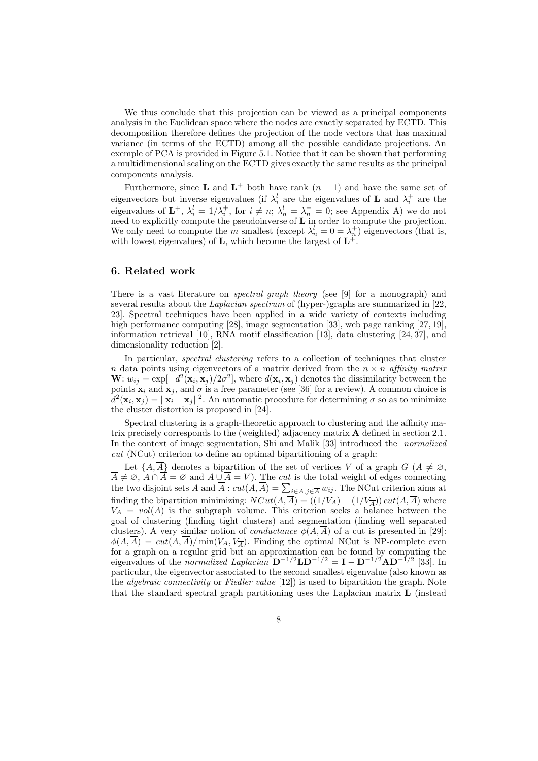We thus conclude that this projection can be viewed as a principal components analysis in the Euclidean space where the nodes are exactly separated by ECTD. This decomposition therefore defines the projection of the node vectors that has maximal variance (in terms of the ECTD) among all the possible candidate projections. An exemple of PCA is provided in Figure 5.1. Notice that it can be shown that performing a multidimensional scaling on the ECTD gives exactly the same results as the principal components analysis.

Furthermore, since $\mathbf{L}$ and $\mathbf{L}^+$ both have rank $(n-1)$ and have the same set of eigenvectors but inverse eigenvalues (if $\lambda_i^l$ are the eigenvalues of $\mathbf{L}$ and $\lambda_i^+$ are the eigenvalues of $\mathbf{L}^+$, $\lambda_i^l = 1/\lambda_i^+$, for $i \neq n$; $\lambda_n^l = \lambda_n^+ = 0$; see Appendix A) we do not need to explicitly compute the pseudoinverse of $\mathbf{L}$ in order to compute the projection. We only need to compute the $m$ smallest (except $\lambda_n^l = 0 = \lambda_n^+$) eigenvectors (that is, with lowest eigenvalues) of $\mathbf{L}$, which become the largest of $\mathbf{L}^+$.

## 6. Related work

There is a vast literature on *spectral graph theory* (see [9] for a monograph) and several results about the *Laplacian spectrum* of (hyper-)graphs are summarized in [22, 23]. Spectral techniques have been applied in a wide variety of contexts including high performance computing [28], image segmentation [33], web page ranking [27, 19], information retrieval [10], RNA motif classification [13], data clustering [24, 37], and dimensionality reduction [2].

In particular, *spectral clustering* refers to a collection of techniques that cluster $n$ data points using eigenvectors of a matrix derived from the $n \times n$ *affinity matrix* $\mathbf{W}$: $w_{ij} = \exp[-d^2(\mathbf{x}_i, \mathbf{x}_j)/2\sigma^2]$, where $d(\mathbf{x}_i, \mathbf{x}_j)$ denotes the dissimilarity between the points $\mathbf{x}_i$ and $\mathbf{x}_j$, and $\sigma$ is a free parameter (see [36] for a review). A common choice is $d^2(\mathbf{x}_i, \mathbf{x}_j) = ||\mathbf{x}_i - \mathbf{x}_j||^2$. An automatic procedure for determining $\sigma$ so as to minimize the cluster distortion is proposed in [24].

Spectral clustering is a graph-theoretic approach to clustering and the affinity matrix precisely corresponds to the (weighted) adjacency matrix $\mathbf{A}$ defined in section 2.1. In the context of image segmentation, Shi and Malik [33] introduced the *normalized cut* (NCut) criterion to define an optimal bipartitioning of a graph:

Let $\{A, \overline{A}\}$ denotes a bipartition of the set of vertices $V$ of a graph $G$ ($A \neq \varnothing$, $\overline{A} \neq \varnothing$, $A \cap \overline{A} = \varnothing$ and $A \cup \overline{A} = V$). The *cut* is the total weight of edges connecting the two disjoint sets $A$ and $\overline{A}$ : $cut(A, \overline{A}) = \sum_{i \in A, j \in \overline{A}} w_{ij}$. The NCut criterion aims at finding the bipartition minimizing: $NCut(A, \overline{A}) = ((1/V_A) + (1/V_{\overline{A}}))\, cut(A, \overline{A})$ where $V_A = vol(A)$ is the subgraph volume. This criterion seeks a balance between the goal of clustering (finding tight clusters) and segmentation (finding well separated clusters). A very similar notion of *conductance* $\phi(A, \overline{A})$ of a cut is presented in [29]: $\phi(A, \overline{A}) = cut(A, \overline{A}) / \min(V_A, V_{\overline{A}})$. Finding the optimal NCut is NP-complete even for a graph on a regular grid but an approximation can be found by computing the eigenvalues of the *normalized Laplacian* $\mathbf{D}^{-1/2}\mathbf{L}\mathbf{D}^{-1/2} = \mathbf{I} - \mathbf{D}^{-1/2}\mathbf{A}\mathbf{D}^{-1/2}$ [33]. In particular, the eigenvector associated to the second smallest eigenvalue (also known as the *algebraic connectivity* or *Fiedler value* [12]) is used to bipartition the graph. Note that the standard spectral graph partitioning uses the Laplacian matrix $\mathbf{L}$ (instead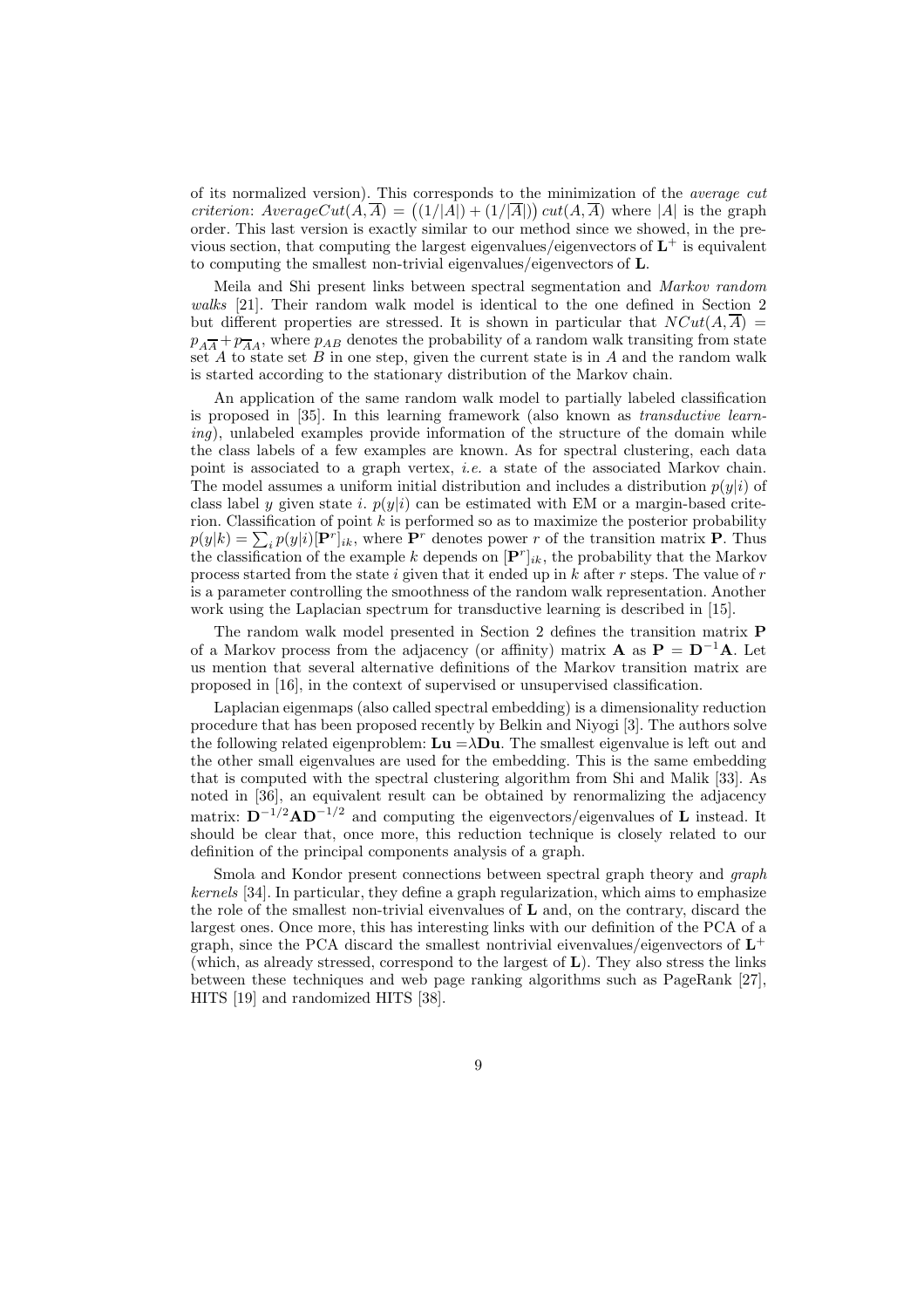of its normalized version). This corresponds to the minimization of the *average cut criterion*: $AverageCut(A, \overline{A}) = \left((1/|A|) + (1/|\overline{A}|)\right) cut(A, \overline{A})$ where $|A|$ is the graph order. This last version is exactly similar to our method since we showed, in the previous section, that computing the largest eigenvalues/eigenvectors of $\mathbf{L}^+$ is equivalent to computing the smallest non-trivial eigenvalues/eigenvectors of $\mathbf{L}$.

Meila and Shi present links between spectral segmentation and *Markov random walks* [21]. Their random walk model is identical to the one defined in Section 2 but different properties are stressed. It is shown in particular that $NCut(A, \overline{A}) = p_{A\overline{A}} + p_{\overline{A}A}$, where $p_{AB}$ denotes the probability of a random walk transiting from state set $A$ to state set $B$ in one step, given the current state is in $A$ and the random walk is started according to the stationary distribution of the Markov chain.

An application of the same random walk model to partially labeled classification is proposed in [35]. In this learning framework (also known as *transductive learning*), unlabeled examples provide information of the structure of the domain while the class labels of a few examples are known. As for spectral clustering, each data point is associated to a graph vertex, *i.e.* a state of the associated Markov chain. The model assumes a uniform initial distribution and includes a distribution $p(y|i)$ of class label $y$ given state $i$. $p(y|i)$ can be estimated with EM or a margin-based criterion. Classification of point $k$ is performed so as to maximize the posterior probability $p(y|k) = \sum_i p(y|i)[\mathbf{P}^r]_{ik}$, where $\mathbf{P}^r$ denotes power $r$ of the transition matrix $\mathbf{P}$. Thus the classification of the example $k$ depends on $[\mathbf{P}^r]_{ik}$, the probability that the Markov process started from the state $i$ given that it ended up in $k$ after $r$ steps. The value of $r$ is a parameter controlling the smoothness of the random walk representation. Another work using the Laplacian spectrum for transductive learning is described in [15].

The random walk model presented in Section 2 defines the transition matrix $\mathbf{P}$ of a Markov process from the adjacency (or affinity) matrix $\mathbf{A}$ as $\mathbf{P} = \mathbf{D}^{-1}\mathbf{A}$. Let us mention that several alternative definitions of the Markov transition matrix are proposed in [16], in the context of supervised or unsupervised classification.

Laplacian eigenmaps (also called spectral embedding) is a dimensionality reduction procedure that has been proposed recently by Belkin and Niyogi [3]. The authors solve the following related eigenproblem: $\mathbf{Lu} = \lambda \mathbf{Du}$. The smallest eigenvalue is left out and the other small eigenvalues are used for the embedding. This is the same embedding that is computed with the spectral clustering algorithm from Shi and Malik [33]. As noted in [36], an equivalent result can be obtained by renormalizing the adjacency matrix: $\mathbf{D}^{-1/2}\mathbf{A}\mathbf{D}^{-1/2}$ and computing the eigenvectors/eigenvalues of $\mathbf{L}$ instead. It should be clear that, once more, this reduction technique is closely related to our definition of the principal components analysis of a graph.

Smola and Kondor present connections between spectral graph theory and *graph kernels* [34]. In particular, they define a graph regularization, which aims to emphasize the role of the smallest non-trivial eivenvalues of $\mathbf{L}$ and, on the contrary, discard the largest ones. Once more, this has interesting links with our definition of the PCA of a graph, since the PCA discard the smallest nontrivial eivenvalues/eigenvectors of $\mathbf{L}^+$ (which, as already stressed, correspond to the largest of $\mathbf{L}$). They also stress the links between these techniques and web page ranking algorithms such as PageRank [27], HITS [19] and randomized HITS [38].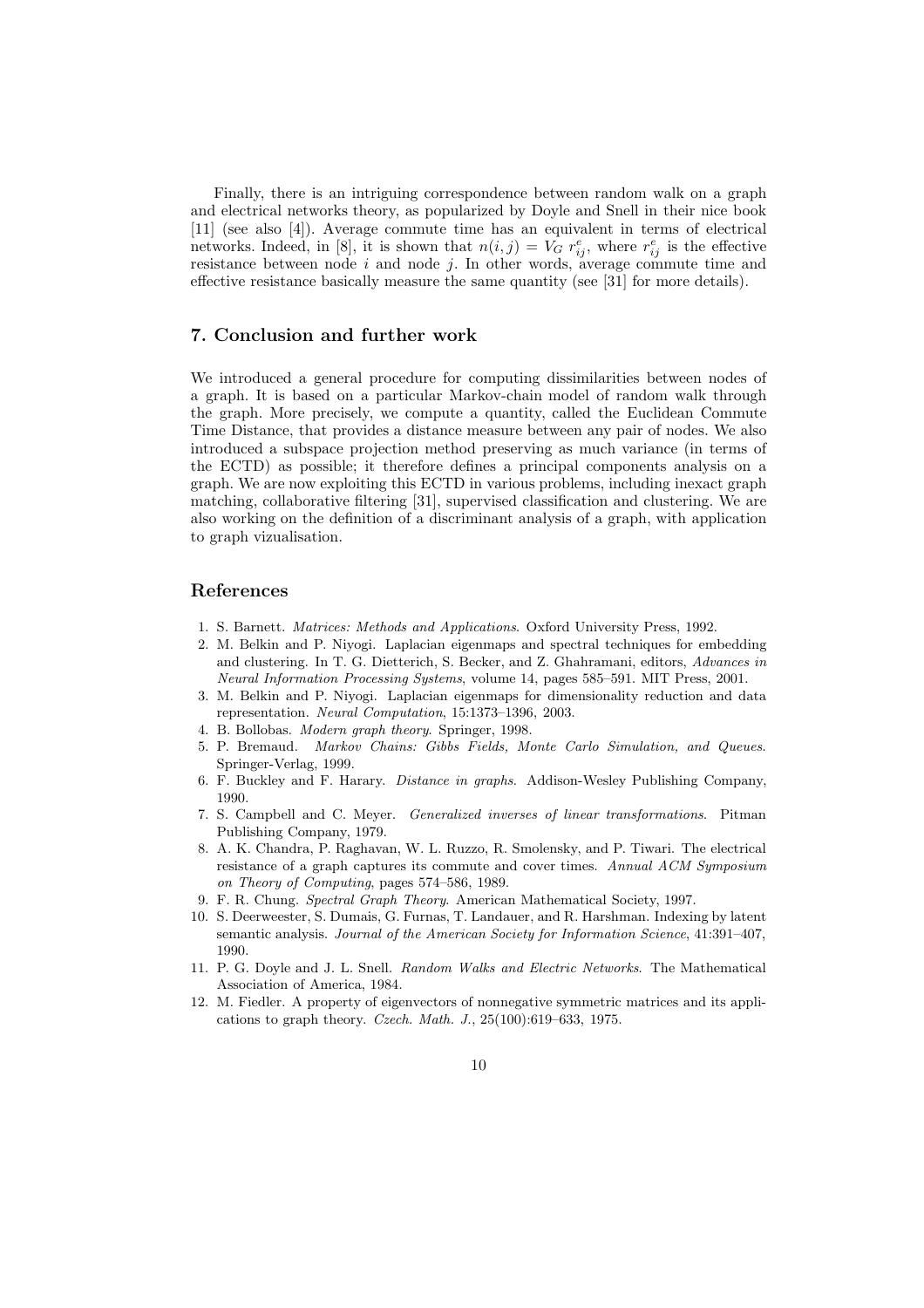Finally, there is an intriguing correspondence between random walk on a graph and electrical networks theory, as popularized by Doyle and Snell in their nice book [11] (see also [4]). Average commute time has an equivalent in terms of electrical networks. Indeed, in [8], it is shown that $n(i, j) = V_G \ r_{ij}^e$, where $r_{ij}^e$ is the effective resistance between node $i$ and node $j$. In other words, average commute time and effective resistance basically measure the same quantity (see [31] for more details).

## 7. Conclusion and further work

We introduced a general procedure for computing dissimilarities between nodes of a graph. It is based on a particular Markov-chain model of random walk through the graph. More precisely, we compute a quantity, called the Euclidean Commute Time Distance, that provides a distance measure between any pair of nodes. We also introduced a subspace projection method preserving as much variance (in terms of the ECTD) as possible; it therefore defines a principal components analysis on a graph. We are now exploiting this ECTD in various problems, including inexact graph matching, collaborative filtering [31], supervised classification and clustering. We are also working on the definition of a discriminant analysis of a graph, with application to graph vizualisation.

## References

1. S. Barnett. *Matrices: Methods and Applications*. Oxford University Press, 1992.
2. M. Belkin and P. Niyogi. Laplacian eigenmaps and spectral techniques for embedding and clustering. In T. G. Dietterich, S. Becker, and Z. Ghahramani, editors, *Advances in Neural Information Processing Systems*, volume 14, pages 585–591. MIT Press, 2001.
3. M. Belkin and P. Niyogi. Laplacian eigenmaps for dimensionality reduction and data representation. *Neural Computation*, 15:1373–1396, 2003.
4. B. Bollobas. *Modern graph theory*. Springer, 1998.
5. P. Bremaud. *Markov Chains: Gibbs Fields, Monte Carlo Simulation, and Queues*. Springer-Verlag, 1999.
6. F. Buckley and F. Harary. *Distance in graphs*. Addison-Wesley Publishing Company, 1990.
7. S. Campbell and C. Meyer. *Generalized inverses of linear transformations*. Pitman Publishing Company, 1979.
8. A. K. Chandra, P. Raghavan, W. L. Ruzzo, R. Smolensky, and P. Tiwari. The electrical resistance of a graph captures its commute and cover times. *Annual ACM Symposium on Theory of Computing*, pages 574–586, 1989.
9. F. R. Chung. *Spectral Graph Theory*. American Mathematical Society, 1997.
10. S. Deerweester, S. Dumais, G. Furnas, T. Landauer, and R. Harshman. Indexing by latent semantic analysis. *Journal of the American Society for Information Science*, 41:391–407, 1990.
11. P. G. Doyle and J. L. Snell. *Random Walks and Electric Networks*. The Mathematical Association of America, 1984.
12. M. Fiedler. A property of eigenvectors of nonnegative symmetric matrices and its applications to graph theory. *Czech. Math. J.*, 25(100):619–633, 1975.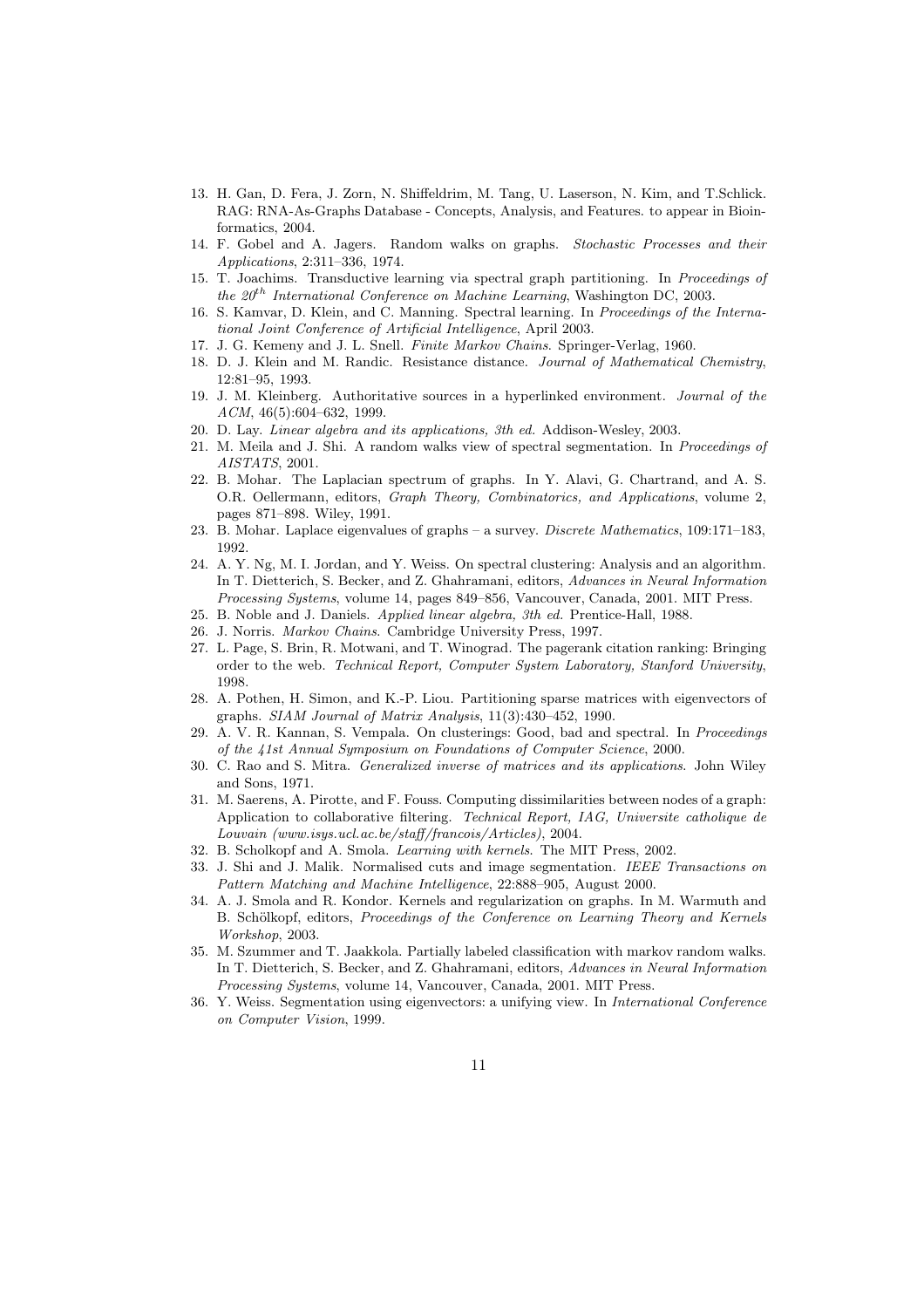13. H. Gan, D. Fera, J. Zorn, N. Shiffeldrim, M. Tang, U. Laserson, N. Kim, and T.Schlick. RAG: RNA-As-Graphs Database - Concepts, Analysis, and Features. to appear in Bioinformatics, 2004.
14. F. Gobel and A. Jagers. Random walks on graphs. *Stochastic Processes and their Applications*, 2:311–336, 1974.
15. T. Joachims. Transductive learning via spectral graph partitioning. In *Proceedings of the $20^{th}$ International Conference on Machine Learning*, Washington DC, 2003.
16. S. Kamvar, D. Klein, and C. Manning. Spectral learning. In *Proceedings of the International Joint Conference of Artificial Intelligence*, April 2003.
17. J. G. Kemeny and J. L. Snell. *Finite Markov Chains*. Springer-Verlag, 1960.
18. D. J. Klein and M. Randic. Resistance distance. *Journal of Mathematical Chemistry*, 12:81–95, 1993.
19. J. M. Kleinberg. Authoritative sources in a hyperlinked environment. *Journal of the ACM*, 46(5):604–632, 1999.
20. D. Lay. *Linear algebra and its applications, 3th ed.* Addison-Wesley, 2003.
21. M. Meila and J. Shi. A random walks view of spectral segmentation. In *Proceedings of AISTATS*, 2001.
22. B. Mohar. The Laplacian spectrum of graphs. In Y. Alavi, G. Chartrand, and A. S. O.R. Oellermann, editors, *Graph Theory, Combinatorics, and Applications*, volume 2, pages 871–898. Wiley, 1991.
23. B. Mohar. Laplace eigenvalues of graphs – a survey. *Discrete Mathematics*, 109:171–183, 1992.
24. A. Y. Ng, M. I. Jordan, and Y. Weiss. On spectral clustering: Analysis and an algorithm. In T. Dietterich, S. Becker, and Z. Ghahramani, editors, *Advances in Neural Information Processing Systems*, volume 14, pages 849–856, Vancouver, Canada, 2001. MIT Press.
25. B. Noble and J. Daniels. *Applied linear algebra, 3th ed.* Prentice-Hall, 1988.
26. J. Norris. *Markov Chains*. Cambridge University Press, 1997.
27. L. Page, S. Brin, R. Motwani, and T. Winograd. The pagerank citation ranking: Bringing order to the web. *Technical Report, Computer System Laboratory, Stanford University*, 1998.
28. A. Pothen, H. Simon, and K.-P. Liou. Partitioning sparse matrices with eigenvectors of graphs. *SIAM Journal of Matrix Analysis*, 11(3):430–452, 1990.
29. A. V. R. Kannan, S. Vempala. On clusterings: Good, bad and spectral. In *Proceedings of the 41st Annual Symposium on Foundations of Computer Science*, 2000.
30. C. Rao and S. Mitra. *Generalized inverse of matrices and its applications*. John Wiley and Sons, 1971.
31. M. Saerens, A. Pirotte, and F. Fouss. Computing dissimilarities between nodes of a graph: Application to collaborative filtering. *Technical Report, IAG, Universite catholique de Louvain (www.isys.ucl.ac.be/staff/francois/Articles)*, 2004.
32. B. Scholkopf and A. Smola. *Learning with kernels*. The MIT Press, 2002.
33. J. Shi and J. Malik. Normalised cuts and image segmentation. *IEEE Transactions on Pattern Matching and Machine Intelligence*, 22:888–905, August 2000.
34. A. J. Smola and R. Kondor. Kernels and regularization on graphs. In M. Warmuth and B. Schölkopf, editors, *Proceedings of the Conference on Learning Theory and Kernels Workshop*, 2003.
35. M. Szummer and T. Jaakkola. Partially labeled classification with markov random walks. In T. Dietterich, S. Becker, and Z. Ghahramani, editors, *Advances in Neural Information Processing Systems*, volume 14, Vancouver, Canada, 2001. MIT Press.
36. Y. Weiss. Segmentation using eigenvectors: a unifying view. In *International Conference on Computer Vision*, 1999.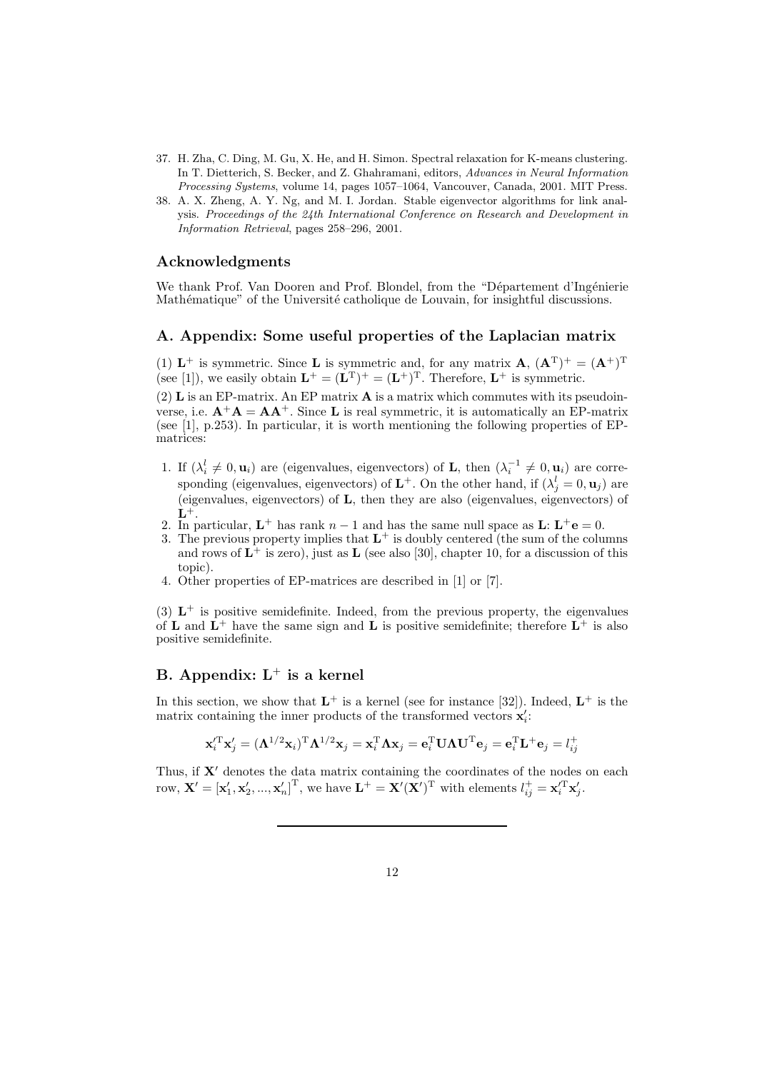37. H. Zha, C. Ding, M. Gu, X. He, and H. Simon. Spectral relaxation for K-means clustering. In T. Dietterich, S. Becker, and Z. Ghahramani, editors, *Advances in Neural Information Processing Systems*, volume 14, pages 1057–1064, Vancouver, Canada, 2001. MIT Press.
38. A. X. Zheng, A. Y. Ng, and M. I. Jordan. Stable eigenvector algorithms for link analysis. *Proceedings of the 24th International Conference on Research and Development in Information Retrieval*, pages 258–296, 2001.

## Acknowledgments

We thank Prof. Van Dooren and Prof. Blondel, from the "Département d'Ingénierie Mathématique" of the Université catholique de Louvain, for insightful discussions.

## A. Appendix: Some useful properties of the Laplacian matrix

(1) $\mathbf{L}^+$ is symmetric. Since $\mathbf{L}$ is symmetric and, for any matrix $\mathbf{A}$, $(\mathbf{A}^{\mathrm{T}})^+ = (\mathbf{A}^+)^{\mathrm{T}}$ (see [1]), we easily obtain $\mathbf{L}^+ = (\mathbf{L}^{\mathrm{T}})^+ = (\mathbf{L}^+)^{\mathrm{T}}$. Therefore, $\mathbf{L}^+$ is symmetric.

(2) $\mathbf{L}$ is an EP-matrix. An EP matrix $\mathbf{A}$ is a matrix which commutes with its pseudoinverse, i.e. $\mathbf{A}^+\mathbf{A} = \mathbf{A}\mathbf{A}^+$. Since $\mathbf{L}$ is real symmetric, it is automatically an EP-matrix (see [1], p.253). In particular, it is worth mentioning the following properties of EP-matrices:

1. If $(\lambda_i^l \neq 0, \mathbf{u}_i)$ are (eigenvalues, eigenvectors) of $\mathbf{L}$, then $(\lambda_i^{-1} \neq 0, \mathbf{u}_i)$ are corresponding (eigenvalues, eigenvectors) of $\mathbf{L}^+$. On the other hand, if $(\lambda_j^l = 0, \mathbf{u}_j)$ are (eigenvalues, eigenvectors) of $\mathbf{L}$, then they are also (eigenvalues, eigenvectors) of $\mathbf{L}^+$.
2. In particular, $\mathbf{L}^+$ has rank $n-1$ and has the same null space as $\mathbf{L}$: $\mathbf{L}^+\mathbf{e} = 0$.
3. The previous property implies that $\mathbf{L}^+$ is doubly centered (the sum of the columns and rows of $\mathbf{L}^+$ is zero), just as $\mathbf{L}$ (see also [30], chapter 10, for a discussion of this topic).
4. Other properties of EP-matrices are described in [1] or [7].

(3) $\mathbf{L}^+$ is positive semidefinite. Indeed, from the previous property, the eigenvalues of $\mathbf{L}$ and $\mathbf{L}^+$ have the same sign and $\mathbf{L}$ is positive semidefinite; therefore $\mathbf{L}^+$ is also positive semidefinite.

## B. Appendix: $\mathbf{L}^+$ is a kernel

In this section, we show that $\mathbf{L}^+$ is a kernel (see for instance [32]). Indeed, $\mathbf{L}^+$ is the matrix containing the inner products of the transformed vectors $\mathbf{x}'_i$:

$$\mathbf{x}'^{\mathrm{T}}_i \mathbf{x}'_j = (\mathbf{\Lambda}^{1/2}\mathbf{x}_i)^{\mathrm{T}} \mathbf{\Lambda}^{1/2}\mathbf{x}_j = \mathbf{x}_i^{\mathrm{T}} \mathbf{\Lambda} \mathbf{x}_j = \mathbf{e}_i^{\mathrm{T}} \mathbf{U} \mathbf{\Lambda} \mathbf{U}^{\mathrm{T}} \mathbf{e}_j = \mathbf{e}_i^{\mathrm{T}} \mathbf{L}^+ \mathbf{e}_j = l_{ij}^+$$

Thus, if $\mathbf{X}'$ denotes the data matrix containing the coordinates of the nodes on each row, $\mathbf{X}' = [\mathbf{x}'_1, \mathbf{x}'_2, ..., \mathbf{x}'_n]^{\mathrm{T}}$, we have $\mathbf{L}^+ = \mathbf{X}'(\mathbf{X}')^{\mathrm{T}}$ with elements $l_{ij}^+ = \mathbf{x}'^{\mathrm{T}}_i \mathbf{x}'_j$.